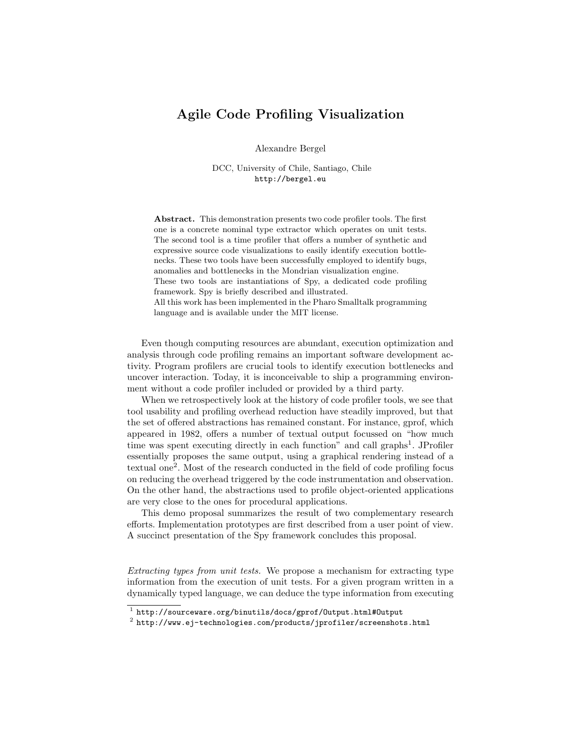# Agile Code Profiling Visualization

Alexandre Bergel

DCC, University of Chile, Santiago, Chile
`http://bergel.eu`

**Abstract.** This demonstration presents two code profiler tools. The first one is a concrete nominal type extractor which operates on unit tests. The second tool is a time profiler that offers a number of synthetic and expressive source code visualizations to easily identify execution bottlenecks. These two tools have been successfully employed to identify bugs, anomalies and bottlenecks in the Mondrian visualization engine.
These two tools are instantiations of Spy, a dedicated code profiling framework. Spy is briefly described and illustrated.
All this work has been implemented in the Pharo Smalltalk programming language and is available under the MIT license.

Even though computing resources are abundant, execution optimization and analysis through code profiling remains an important software development activity. Program profilers are crucial tools to identify execution bottlenecks and uncover interaction. Today, it is inconceivable to ship a programming environment without a code profiler included or provided by a third party.

When we retrospectively look at the history of code profiler tools, we see that tool usability and profiling overhead reduction have steadily improved, but that the set of offered abstractions has remained constant. For instance, gprof, which appeared in 1982, offers a number of textual output focussed on "how much time was spent executing directly in each function" and call graphs[1]. JProfiler essentially proposes the same output, using a graphical rendering instead of a textual one[2]. Most of the research conducted in the field of code profiling focus on reducing the overhead triggered by the code instrumentation and observation. On the other hand, the abstractions used to profile object-oriented applications are very close to the ones for procedural applications.

This demo proposal summarizes the result of two complementary research efforts. Implementation prototypes are first described from a user point of view. A succinct presentation of the Spy framework concludes this proposal.

*Extracting types from unit tests.* We propose a mechanism for extracting type information from the execution of unit tests. For a given program written in a dynamically typed language, we can deduce the type information from executing

[1] `http://sourceware.org/binutils/docs/gprof/Output.html#Output`
[2] `http://www.ej-technologies.com/products/jprofiler/screenshots.html`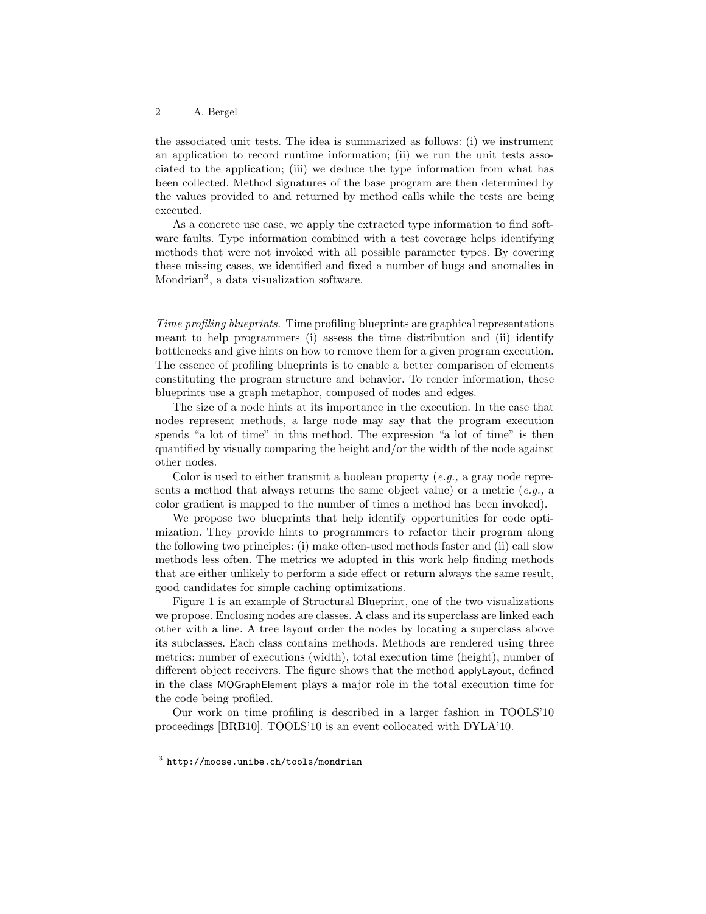the associated unit tests. The idea is summarized as follows: (i) we instrument an application to record runtime information; (ii) we run the unit tests associated to the application; (iii) we deduce the type information from what has been collected. Method signatures of the base program are then determined by the values provided to and returned by method calls while the tests are being executed.

As a concrete use case, we apply the extracted type information to find software faults. Type information combined with a test coverage helps identifying methods that were not invoked with all possible parameter types. By covering these missing cases, we identified and fixed a number of bugs and anomalies in Mondrian[3], a data visualization software.

*Time profiling blueprints.* Time profiling blueprints are graphical representations meant to help programmers (i) assess the time distribution and (ii) identify bottlenecks and give hints on how to remove them for a given program execution. The essence of profiling blueprints is to enable a better comparison of elements constituting the program structure and behavior. To render information, these blueprints use a graph metaphor, composed of nodes and edges.

The size of a node hints at its importance in the execution. In the case that nodes represent methods, a large node may say that the program execution spends "a lot of time" in this method. The expression "a lot of time" is then quantified by visually comparing the height and/or the width of the node against other nodes.

Color is used to either transmit a boolean property (*e.g.,* a gray node represents a method that always returns the same object value) or a metric (*e.g.,* a color gradient is mapped to the number of times a method has been invoked).

We propose two blueprints that help identify opportunities for code optimization. They provide hints to programmers to refactor their program along the following two principles: (i) make often-used methods faster and (ii) call slow methods less often. The metrics we adopted in this work help finding methods that are either unlikely to perform a side effect or return always the same result, good candidates for simple caching optimizations.

Figure 1 is an example of Structural Blueprint, one of the two visualizations we propose. Enclosing nodes are classes. A class and its superclass are linked each other with a line. A tree layout order the nodes by locating a superclass above its subclasses. Each class contains methods. Methods are rendered using three metrics: number of executions (width), total execution time (height), number of different object receivers. The figure shows that the method applyLayout, defined in the class MOGraphElement plays a major role in the total execution time for the code being profiled.

Our work on time profiling is described in a larger fashion in TOOLS'10 proceedings [BRB10]. TOOLS'10 is an event collocated with DYLA'10.

[3] http://moose.unibe.ch/tools/mondrian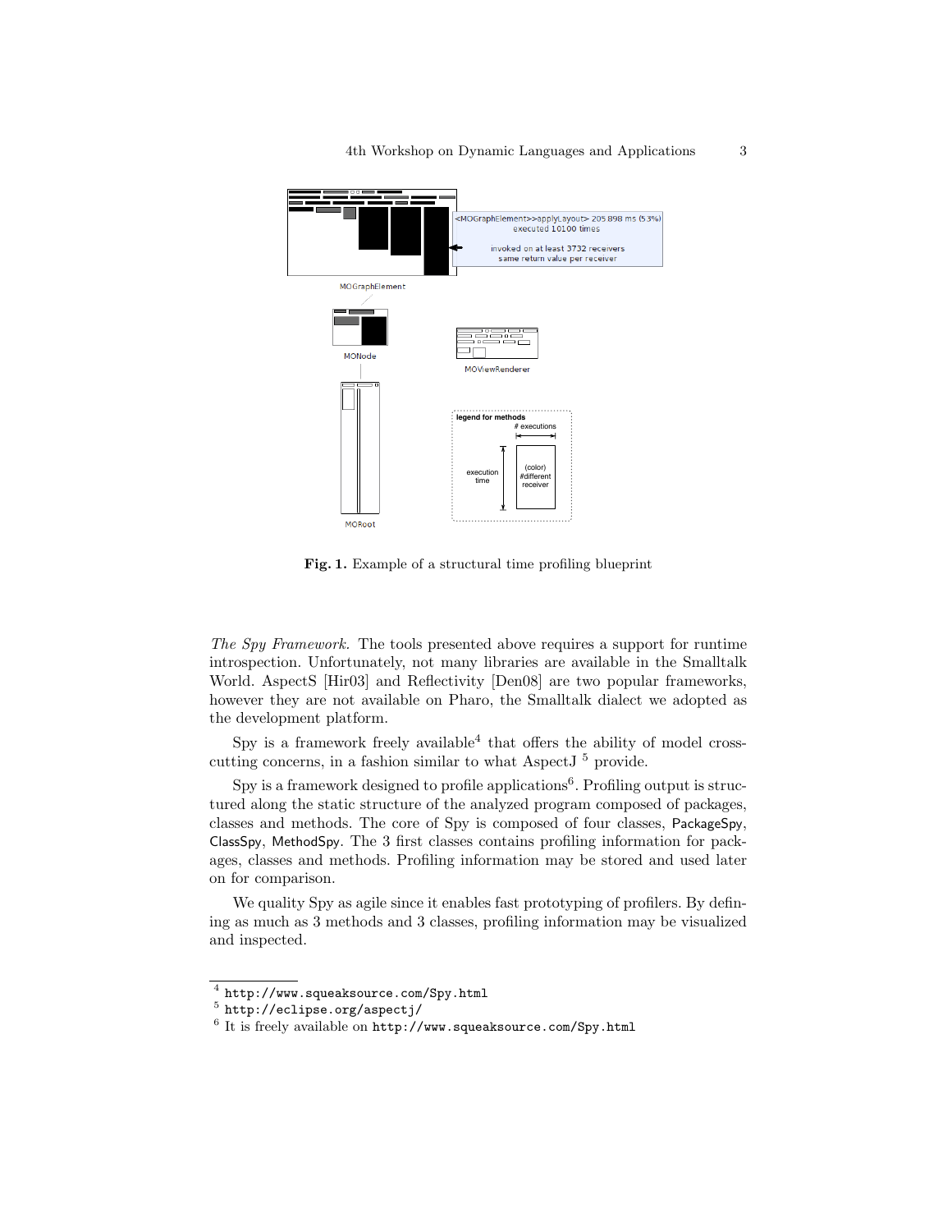Fig. 1. Example of a structural time profiling blueprint

*The Spy Framework.* The tools presented above requires a support for runtime introspection. Unfortunately, not many libraries are available in the Smalltalk World. AspectS [Hir03] and Reflectivity [Den08] are two popular frameworks, however they are not available on Pharo, the Smalltalk dialect we adopted as the development platform.

Spy is a framework freely available[4] that offers the ability of model cross-cutting concerns, in a fashion similar to what AspectJ [5] provide.

Spy is a framework designed to profile applications[6]. Profiling output is structured along the static structure of the analyzed program composed of packages, classes and methods. The core of Spy is composed of four classes, PackageSpy, ClassSpy, MethodSpy. The 3 first classes contains profiling information for packages, classes and methods. Profiling information may be stored and used later on for comparison.

We quality Spy as agile since it enables fast prototyping of profilers. By defining as much as 3 methods and 3 classes, profiling information may be visualized and inspected.

[4] `http://www.squeaksource.com/Spy.html`

[5] `http://eclipse.org/aspectj/`

[6] It is freely available on `http://www.squeaksource.com/Spy.html`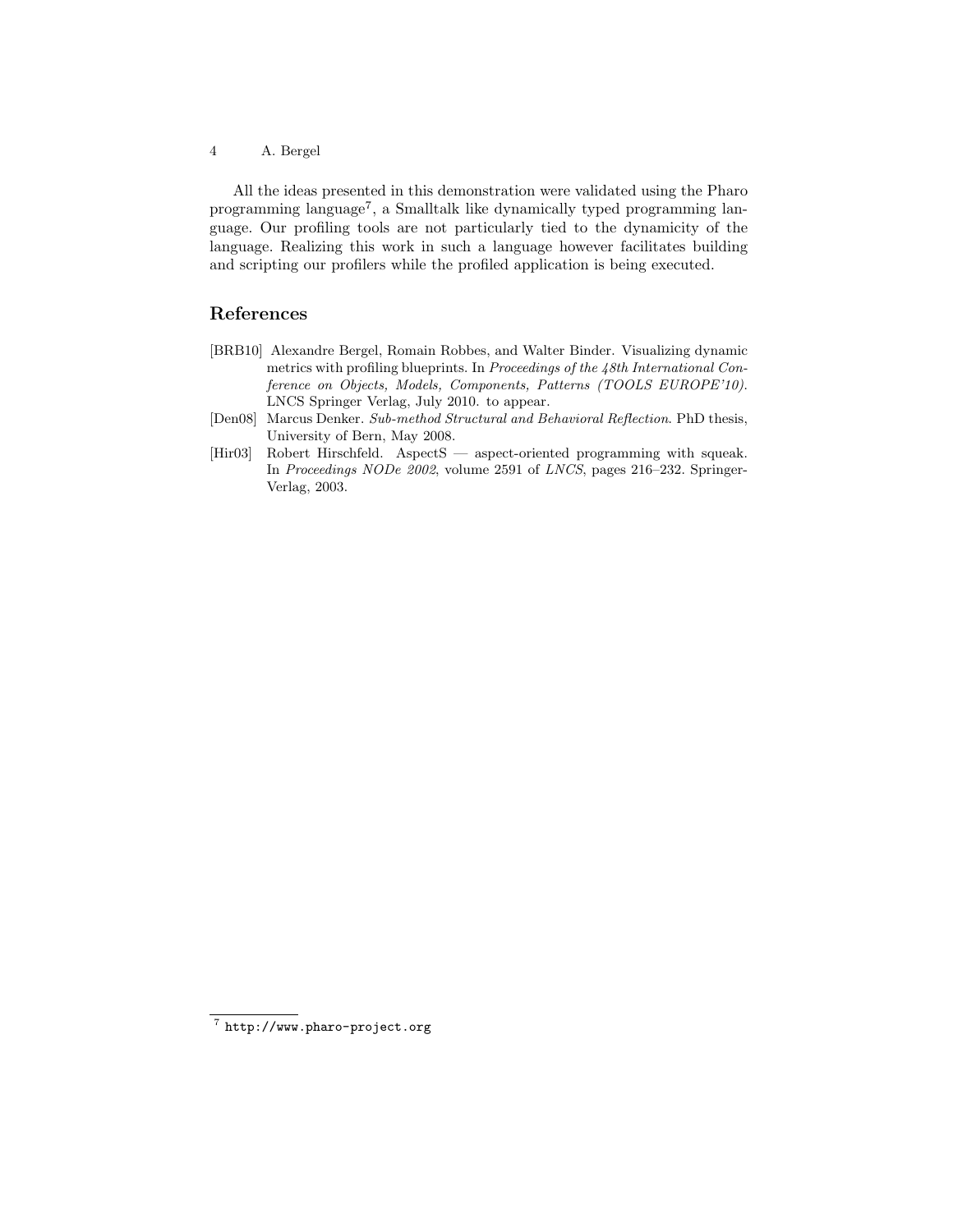All the ideas presented in this demonstration were validated using the Pharo programming language[7], a Smalltalk like dynamically typed programming language. Our profiling tools are not particularly tied to the dynamicity of the language. Realizing this work in such a language however facilitates building and scripting our profilers while the profiled application is being executed.

## References

- [BRB10] Alexandre Bergel, Romain Robbes, and Walter Binder. Visualizing dynamic metrics with profiling blueprints. In *Proceedings of the 48th International Conference on Objects, Models, Components, Patterns (TOOLS EUROPE'10)*. LNCS Springer Verlag, July 2010. to appear.
- [Den08] Marcus Denker. *Sub-method Structural and Behavioral Reflection*. PhD thesis, University of Bern, May 2008.
- [Hir03] Robert Hirschfeld. AspectS — aspect-oriented programming with squeak. In *Proceedings NODe 2002*, volume 2591 of *LNCS*, pages 216–232. Springer-Verlag, 2003.

[7] `http://www.pharo-project.org`